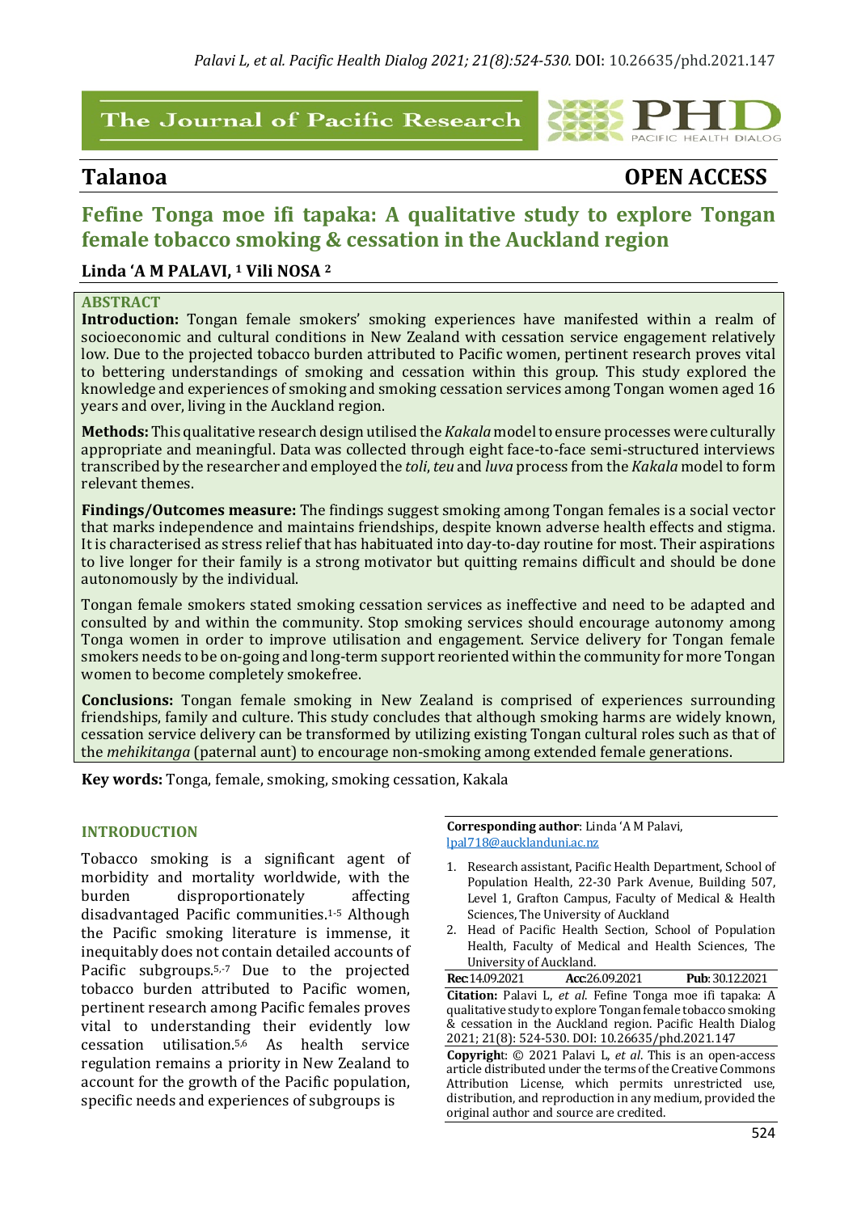**Talanoa** **OPEN ACCESS**

# Fefine Tonga moe ifi tapaka: A qualitative study to explore Tongan female tobacco smoking & cessation in the Auckland region

**Linda 'A M PALAVI, [1] Vili NOSA [2]**

## ABSTRACT

**Introduction:** Tongan female smokers' smoking experiences have manifested within a realm of socioeconomic and cultural conditions in New Zealand with cessation service engagement relatively low. Due to the projected tobacco burden attributed to Pacific women, pertinent research proves vital to bettering understandings of smoking and cessation within this group. This study explored the knowledge and experiences of smoking and smoking cessation services among Tongan women aged 16 years and over, living in the Auckland region.

**Methods:** This qualitative research design utilised the *Kakala* model to ensure processes were culturally appropriate and meaningful. Data was collected through eight face-to-face semi-structured interviews transcribed by the researcher and employed the *toli*, *teu* and *luva* process from the *Kakala* model to form relevant themes.

**Findings/Outcomes measure:** The findings suggest smoking among Tongan females is a social vector that marks independence and maintains friendships, despite known adverse health effects and stigma. It is characterised as stress relief that has habituated into day-to-day routine for most. Their aspirations to live longer for their family is a strong motivator but quitting remains difficult and should be done autonomously by the individual.

Tongan female smokers stated smoking cessation services as ineffective and need to be adapted and consulted by and within the community. Stop smoking services should encourage autonomy among Tonga women in order to improve utilisation and engagement. Service delivery for Tongan female smokers needs to be on-going and long-term support reoriented within the community for more Tongan women to become completely smokefree.

**Conclusions:** Tongan female smoking in New Zealand is comprised of experiences surrounding friendships, family and culture. This study concludes that although smoking harms are widely known, cessation service delivery can be transformed by utilizing existing Tongan cultural roles such as that of the *mehikitanga* (paternal aunt) to encourage non-smoking among extended female generations.

**Key words:** Tonga, female, smoking, smoking cessation, Kakala

## INTRODUCTION

Tobacco smoking is a significant agent of morbidity and mortality worldwide, with the burden disproportionately affecting disadvantaged Pacific communities.[1-5] Although the Pacific smoking literature is immense, it inequitably does not contain detailed accounts of Pacific subgroups.[5,-7] Due to the projected tobacco burden attributed to Pacific women, pertinent research among Pacific females proves vital to understanding their evidently low cessation utilisation.[5,6] As health service regulation remains a priority in New Zealand to account for the growth of the Pacific population, specific needs and experiences of subgroups is

**Corresponding author**: Linda 'A M Palavi, lpal718@aucklanduni.ac.nz

1. Research assistant, Pacific Health Department, School of Population Health, 22-30 Park Avenue, Building 507, Level 1, Grafton Campus, Faculty of Medical & Health Sciences, The University of Auckland
2. Head of Pacific Health Section, School of Population Health, Faculty of Medical and Health Sciences, The University of Auckland.

**Rec**: 14.09.2021 **Acc**: 26.09.2021 **Pub**: 30.12.2021

**Citation:** Palavi L, *et al*. Fefine Tonga moe ifi tapaka: A qualitative study to explore Tongan female tobacco smoking & cessation in the Auckland region. Pacific Health Dialog 2021; 21(8): 524-530. DOI: 10.26635/phd.2021.147

**Copyright**: © 2021 Palavi L, *et al*. This is an open-access article distributed under the terms of the Creative Commons Attribution License, which permits unrestricted use, distribution, and reproduction in any medium, provided the original author and source are credited.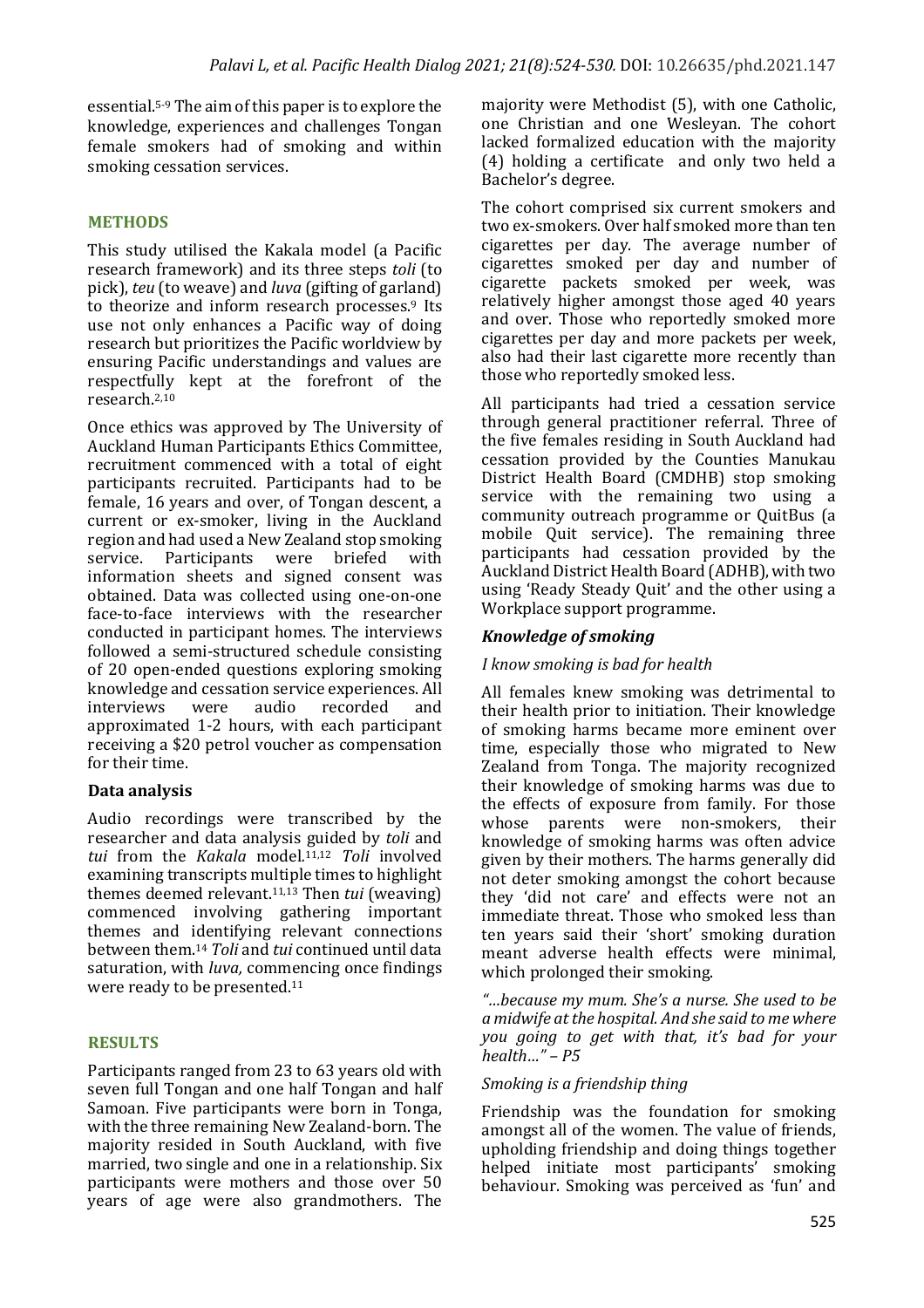essential.[5-9] The aim of this paper is to explore the knowledge, experiences and challenges Tongan female smokers had of smoking and within smoking cessation services.

## METHODS

This study utilised the Kakala model (a Pacific research framework) and its three steps *toli* (to pick), *teu* (to weave) and *luva* (gifting of garland) to theorize and inform research processes.[9] Its use not only enhances a Pacific way of doing research but prioritizes the Pacific worldview by ensuring Pacific understandings and values are respectfully kept at the forefront of the research.[2,10]

Once ethics was approved by The University of Auckland Human Participants Ethics Committee, recruitment commenced with a total of eight participants recruited. Participants had to be female, 16 years and over, of Tongan descent, a current or ex-smoker, living in the Auckland region and had used a New Zealand stop smoking service. Participants were briefed with information sheets and signed consent was obtained. Data was collected using one-on-one face-to-face interviews with the researcher conducted in participant homes. The interviews followed a semi-structured schedule consisting of 20 open-ended questions exploring smoking knowledge and cessation service experiences. All interviews were audio recorded and approximated 1-2 hours, with each participant receiving a $20 petrol voucher as compensation for their time.

### Data analysis

Audio recordings were transcribed by the researcher and data analysis guided by *toli* and *tui* from the *Kakala* model.[11,12] *Toli* involved examining transcripts multiple times to highlight themes deemed relevant.[11,13] Then *tui* (weaving) commenced involving gathering important themes and identifying relevant connections between them.[14] *Toli* and *tui* continued until data saturation, with *luva,* commencing once findings were ready to be presented.[11]

## RESULTS

Participants ranged from 23 to 63 years old with seven full Tongan and one half Tongan and half Samoan. Five participants were born in Tonga, with the three remaining New Zealand-born. The majority resided in South Auckland, with five married, two single and one in a relationship. Six participants were mothers and those over 50 years of age were also grandmothers. The majority were Methodist (5), with one Catholic, one Christian and one Wesleyan. The cohort lacked formalized education with the majority (4) holding a certificate and only two held a Bachelor's degree.

The cohort comprised six current smokers and two ex-smokers. Over half smoked more than ten cigarettes per day. The average number of cigarettes smoked per day and number of cigarette packets smoked per week, was relatively higher amongst those aged 40 years and over. Those who reportedly smoked more cigarettes per day and more packets per week, also had their last cigarette more recently than those who reportedly smoked less.

All participants had tried a cessation service through general practitioner referral. Three of the five females residing in South Auckland had cessation provided by the Counties Manukau District Health Board (CMDHB) stop smoking service with the remaining two using a community outreach programme or QuitBus (a mobile Quit service). The remaining three participants had cessation provided by the Auckland District Health Board (ADHB), with two using 'Ready Steady Quit' and the other using a Workplace support programme.

### *Knowledge of smoking*

*I know smoking is bad for health*

All females knew smoking was detrimental to their health prior to initiation. Their knowledge of smoking harms became more eminent over time, especially those who migrated to New Zealand from Tonga. The majority recognized their knowledge of smoking harms was due to the effects of exposure from family. For those whose parents were non-smokers, their knowledge of smoking harms was often advice given by their mothers. The harms generally did not deter smoking amongst the cohort because they 'did not care' and effects were not an immediate threat. Those who smoked less than ten years said their 'short' smoking duration meant adverse health effects were minimal, which prolonged their smoking.

*"…because my mum. She's a nurse. She used to be a midwife at the hospital. And she said to me where you going to get with that, it's bad for your health…" – P5*

*Smoking is a friendship thing*

Friendship was the foundation for smoking amongst all of the women. The value of friends, upholding friendship and doing things together helped initiate most participants' smoking behaviour. Smoking was perceived as 'fun' and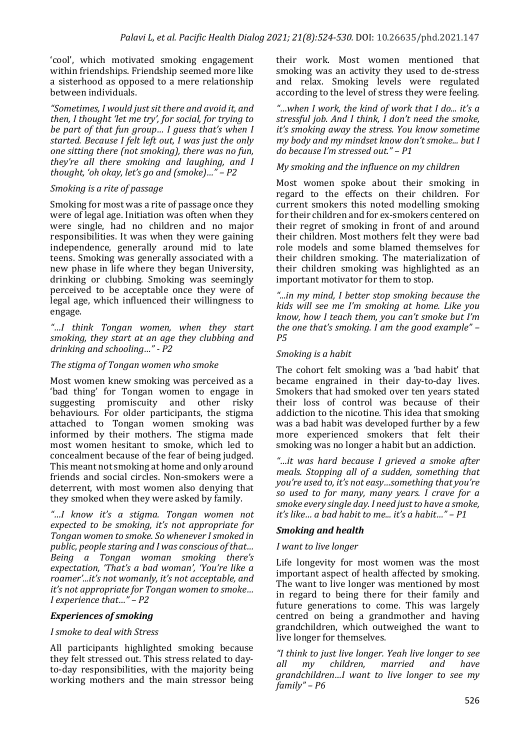'cool', which motivated smoking engagement within friendships. Friendship seemed more like a sisterhood as opposed to a mere relationship between individuals.

*"Sometimes, I would just sit there and avoid it, and then, I thought 'let me try', for social, for trying to be part of that fun group… I guess that's when I started. Because I felt left out, I was just the only one sitting there (not smoking), there was no fun, they're all there smoking and laughing, and I thought, 'oh okay, let's go and (smoke)…" – P2*

*Smoking is a rite of passage*

Smoking for most was a rite of passage once they were of legal age. Initiation was often when they were single, had no children and no major responsibilities. It was when they were gaining independence, generally around mid to late teens. Smoking was generally associated with a new phase in life where they began University, drinking or clubbing. Smoking was seemingly perceived to be acceptable once they were of legal age, which influenced their willingness to engage.

*"…I think Tongan women, when they start smoking, they start at an age they clubbing and drinking and schooling…" - P2*

*The stigma of Tongan women who smoke*

Most women knew smoking was perceived as a 'bad thing' for Tongan women to engage in suggesting promiscuity and other risky behaviours. For older participants, the stigma attached to Tongan women smoking was informed by their mothers. The stigma made most women hesitant to smoke, which led to concealment because of the fear of being judged. This meant not smoking at home and only around friends and social circles. Non-smokers were a deterrent, with most women also denying that they smoked when they were asked by family.

*"…I know it's a stigma. Tongan women not expected to be smoking, it's not appropriate for Tongan women to smoke. So whenever I smoked in public, people staring and I was conscious of that… Being a Tongan woman smoking there's expectation, 'That's a bad woman', 'You're like a roamer'...it's not womanly, it's not acceptable, and it's not appropriate for Tongan women to smoke… I experience that…" – P2*

### *Experiences of smoking*

*I smoke to deal with Stress*

All participants highlighted smoking because they felt stressed out. This stress related to day-to-day responsibilities, with the majority being working mothers and the main stressor being their work. Most women mentioned that smoking was an activity they used to de-stress and relax. Smoking levels were regulated according to the level of stress they were feeling.

*"…when I work, the kind of work that I do... it's a stressful job. And I think, I don't need the smoke, it's smoking away the stress. You know sometime my body and my mindset know don't smoke... but I do because I'm stressed out." – P1*

*My smoking and the influence on my children*

Most women spoke about their smoking in regard to the effects on their children. For current smokers this noted modelling smoking for their children and for ex-smokers centered on their regret of smoking in front of and around their children. Most mothers felt they were bad role models and some blamed themselves for their children smoking. The materialization of their children smoking was highlighted as an important motivator for them to stop.

*"...in my mind, I better stop smoking because the kids will see me I'm smoking at home. Like you know, how I teach them, you can't smoke but I'm the one that's smoking. I am the good example" – P5*

*Smoking is a habit*

The cohort felt smoking was a 'bad habit' that became engrained in their day-to-day lives. Smokers that had smoked over ten years stated their loss of control was because of their addiction to the nicotine. This idea that smoking was a bad habit was developed further by a few more experienced smokers that felt their smoking was no longer a habit but an addiction.

*"…it was hard because I grieved a smoke after meals. Stopping all of a sudden, something that you're used to, it's not easy…something that you're so used to for many, many years. I crave for a smoke every single day. I need just to have a smoke, it's like… a bad habit to me... it's a habit…" – P1*

### *Smoking and health*

*I want to live longer*

Life longevity for most women was the most important aspect of health affected by smoking. The want to live longer was mentioned by most in regard to being there for their family and future generations to come. This was largely centred on being a grandmother and having grandchildren, which outweighed the want to live longer for themselves.

*"I think to just live longer. Yeah live longer to see all my children, married and have grandchildren…I want to live longer to see my family" – P6*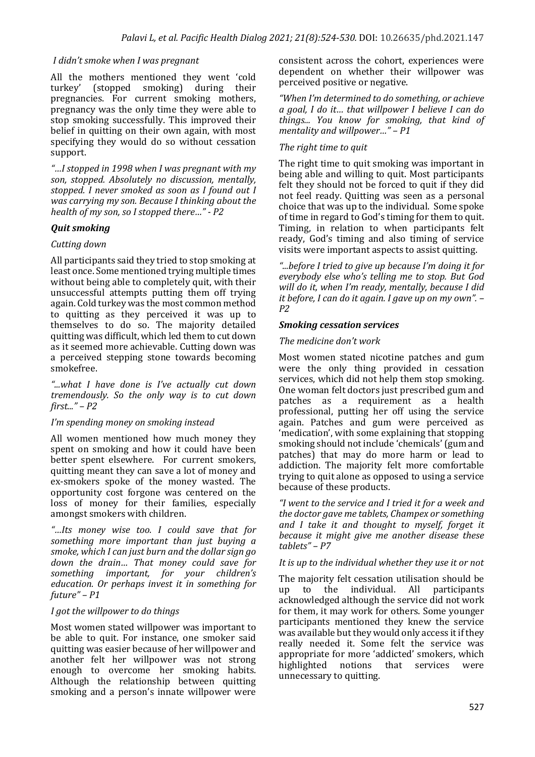*I didn't smoke when I was pregnant*

All the mothers mentioned they went 'cold turkey' (stopped smoking) during their pregnancies. For current smoking mothers, pregnancy was the only time they were able to stop smoking successfully. This improved their belief in quitting on their own again, with most specifying they would do so without cessation support.

*"…I stopped in 1998 when I was pregnant with my son, stopped. Absolutely no discussion, mentally, stopped. I never smoked as soon as I found out I was carrying my son. Because I thinking about the health of my son, so I stopped there…" - P2*

### *Quit smoking*

*Cutting down*

All participants said they tried to stop smoking at least once. Some mentioned trying multiple times without being able to completely quit, with their unsuccessful attempts putting them off trying again. Cold turkey was the most common method to quitting as they perceived it was up to themselves to do so. The majority detailed quitting was difficult, which led them to cut down as it seemed more achievable. Cutting down was a perceived stepping stone towards becoming smokefree.

*"...what I have done is I've actually cut down tremendously. So the only way is to cut down first..." – P2*

*I'm spending money on smoking instead*

All women mentioned how much money they spent on smoking and how it could have been better spent elsewhere. For current smokers, quitting meant they can save a lot of money and ex-smokers spoke of the money wasted. The opportunity cost forgone was centered on the loss of money for their families, especially amongst smokers with children.

*"…Its money wise too. I could save that for something more important than just buying a smoke, which I can just burn and the dollar sign go down the drain… That money could save for something important, for your children's education. Or perhaps invest it in something for future" – P1*

*I got the willpower to do things*

Most women stated willpower was important to be able to quit. For instance, one smoker said quitting was easier because of her willpower and another felt her willpower was not strong enough to overcome her smoking habits. Although the relationship between quitting smoking and a person's innate willpower were consistent across the cohort, experiences were dependent on whether their willpower was perceived positive or negative.

*"When I'm determined to do something, or achieve a goal, I do it… that willpower I believe I can do things... You know for smoking, that kind of mentality and willpower…" – P1*

*The right time to quit*

The right time to quit smoking was important in being able and willing to quit. Most participants felt they should not be forced to quit if they did not feel ready. Quitting was seen as a personal choice that was up to the individual. Some spoke of time in regard to God's timing for them to quit. Timing, in relation to when participants felt ready, God's timing and also timing of service visits were important aspects to assist quitting.

*"...before I tried to give up because I'm doing it for everybody else who's telling me to stop. But God will do it, when I'm ready, mentally, because I did it before, I can do it again. I gave up on my own". – P2*

### *Smoking cessation services*

*The medicine don't work*

Most women stated nicotine patches and gum were the only thing provided in cessation services, which did not help them stop smoking. One woman felt doctors just prescribed gum and patches as a requirement as a health professional, putting her off using the service again. Patches and gum were perceived as 'medication', with some explaining that stopping smoking should not include 'chemicals' (gum and patches) that may do more harm or lead to addiction. The majority felt more comfortable trying to quit alone as opposed to using a service because of these products.

*"I went to the service and I tried it for a week and the doctor gave me tablets, Champex or something and I take it and thought to myself, forget it because it might give me another disease these tablets" – P7*

*It is up to the individual whether they use it or not*

The majority felt cessation utilisation should be up to the individual. All participants acknowledged although the service did not work for them, it may work for others. Some younger participants mentioned they knew the service was available but they would only access it if they really needed it. Some felt the service was appropriate for more 'addicted' smokers, which highlighted notions that services were unnecessary to quitting.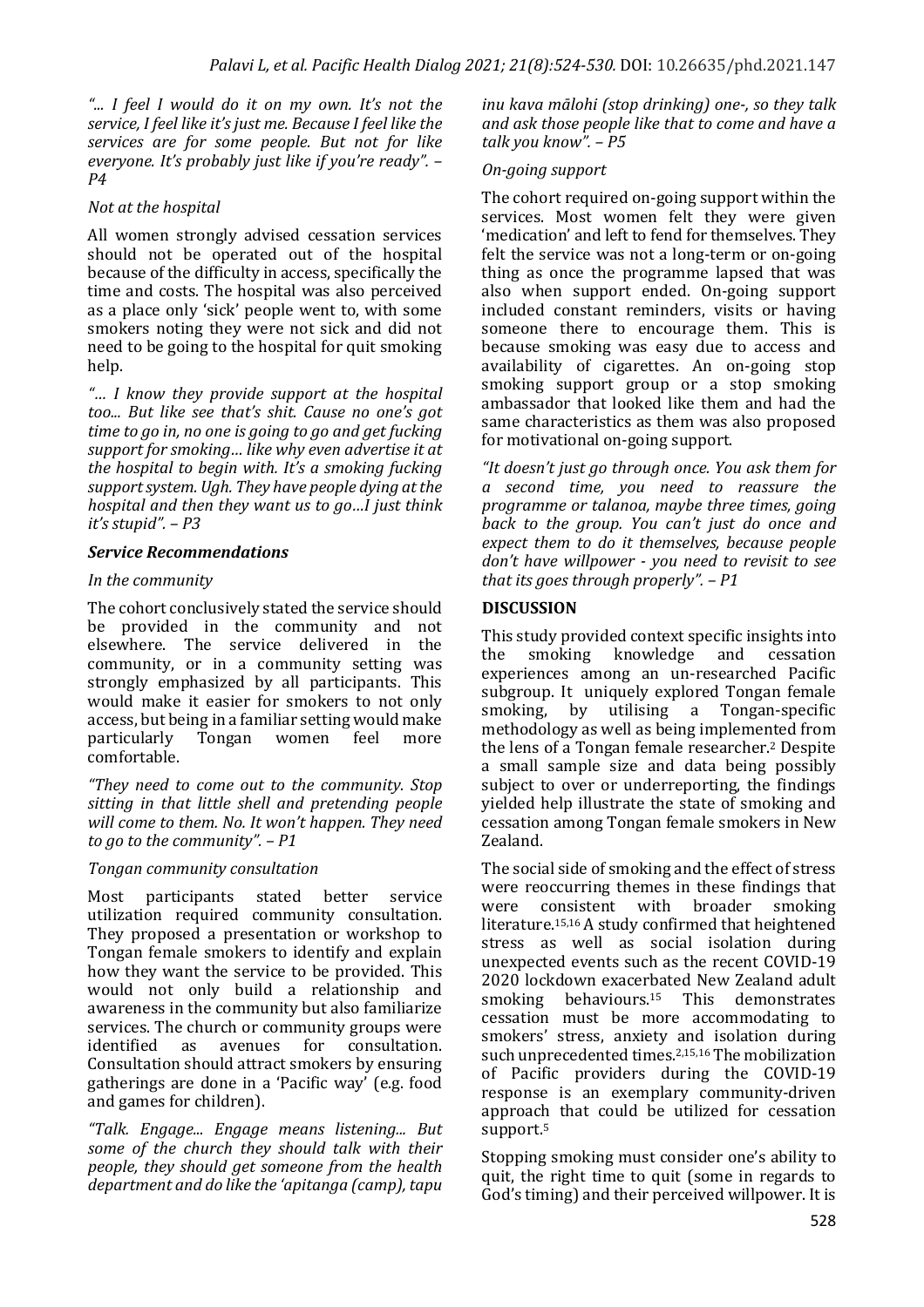*"... I feel I would do it on my own. It's not the service, I feel like it's just me. Because I feel like the services are for some people. But not for like everyone. It's probably just like if you're ready". – P4*

*Not at the hospital*

All women strongly advised cessation services should not be operated out of the hospital because of the difficulty in access, specifically the time and costs. The hospital was also perceived as a place only 'sick' people went to, with some smokers noting they were not sick and did not need to be going to the hospital for quit smoking help.

*"… I know they provide support at the hospital too... But like see that's shit. Cause no one's got time to go in, no one is going to go and get fucking support for smoking… like why even advertise it at the hospital to begin with. It's a smoking fucking support system. Ugh. They have people dying at the hospital and then they want us to go…I just think it's stupid". – P3*

### *Service Recommendations*

*In the community*

The cohort conclusively stated the service should be provided in the community and not elsewhere. The service delivered in the community, or in a community setting was strongly emphasized by all participants. This would make it easier for smokers to not only access, but being in a familiar setting would make particularly Tongan women feel more comfortable.

*"They need to come out to the community. Stop sitting in that little shell and pretending people will come to them. No. It won't happen. They need to go to the community". – P1*

*Tongan community consultation*

Most participants stated better service utilization required community consultation. They proposed a presentation or workshop to Tongan female smokers to identify and explain how they want the service to be provided. This would not only build a relationship and awareness in the community but also familiarize services. The church or community groups were identified as avenues for consultation. Consultation should attract smokers by ensuring gatherings are done in a 'Pacific way' (e.g. food and games for children).

*"Talk. Engage... Engage means listening... But some of the church they should talk with their people, they should get someone from the health department and do like the 'apitanga (camp), tapu inu kava mālohi (stop drinking) one-, so they talk and ask those people like that to come and have a talk you know". – P5*

*On-going support*

The cohort required on-going support within the services. Most women felt they were given 'medication' and left to fend for themselves. They felt the service was not a long-term or on-going thing as once the programme lapsed that was also when support ended. On-going support included constant reminders, visits or having someone there to encourage them. This is because smoking was easy due to access and availability of cigarettes. An on-going stop smoking support group or a stop smoking ambassador that looked like them and had the same characteristics as them was also proposed for motivational on-going support.

*"It doesn't just go through once. You ask them for a second time, you need to reassure the programme or talanoa, maybe three times, going back to the group. You can't just do once and expect them to do it themselves, because people don't have willpower - you need to revisit to see that its goes through properly". – P1*

## DISCUSSION

This study provided context specific insights into the smoking knowledge and cessation experiences among an un-researched Pacific subgroup. It uniquely explored Tongan female smoking, by utilising a Tongan-specific methodology as well as being implemented from the lens of a Tongan female researcher.[2] Despite a small sample size and data being possibly subject to over or underreporting, the findings yielded help illustrate the state of smoking and cessation among Tongan female smokers in New Zealand.

The social side of smoking and the effect of stress were reoccurring themes in these findings that were consistent with broader smoking literature.[15,16] A study confirmed that heightened stress as well as social isolation during unexpected events such as the recent COVID-19 2020 lockdown exacerbated New Zealand adult smoking behaviours.[15] This demonstrates cessation must be more accommodating to smokers' stress, anxiety and isolation during such unprecedented times.[2,15,16] The mobilization of Pacific providers during the COVID-19 response is an exemplary community-driven approach that could be utilized for cessation support.[5]

Stopping smoking must consider one's ability to quit, the right time to quit (some in regards to God's timing) and their perceived willpower. It is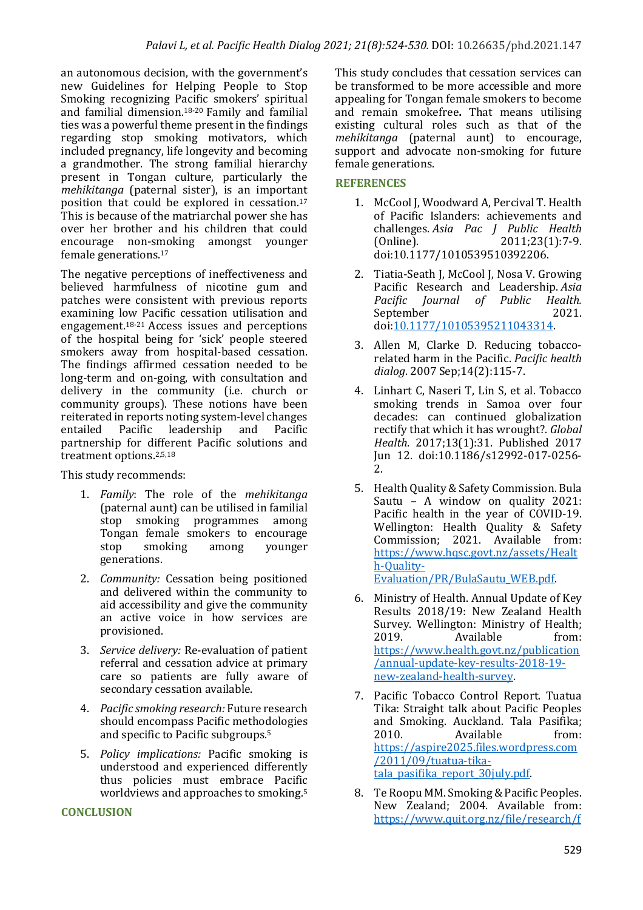an autonomous decision, with the government's new Guidelines for Helping People to Stop Smoking recognizing Pacific smokers' spiritual and familial dimension.[18-20] Family and familial ties was a powerful theme present in the findings regarding stop smoking motivators, which included pregnancy, life longevity and becoming a grandmother. The strong familial hierarchy present in Tongan culture, particularly the *mehikitanga* (paternal sister), is an important position that could be explored in cessation.[17] This is because of the matriarchal power she has over her brother and his children that could encourage non-smoking amongst younger female generations.[17]

The negative perceptions of ineffectiveness and believed harmfulness of nicotine gum and patches were consistent with previous reports examining low Pacific cessation utilisation and engagement.[18-21] Access issues and perceptions of the hospital being for 'sick' people steered smokers away from hospital-based cessation. The findings affirmed cessation needed to be long-term and on-going, with consultation and delivery in the community (i.e. church or community groups). These notions have been reiterated in reports noting system-level changes entailed Pacific leadership and Pacific partnership for different Pacific solutions and treatment options.[2,5,18]

This study recommends:

1. *Family*: The role of the *mehikitanga* (paternal aunt) can be utilised in familial stop smoking programmes among Tongan female smokers to encourage stop smoking among younger generations.
2. *Community:* Cessation being positioned and delivered within the community to aid accessibility and give the community an active voice in how services are provisioned.
3. *Service delivery:* Re-evaluation of patient referral and cessation advice at primary care so patients are fully aware of secondary cessation available.
4. *Pacific smoking research:* Future research should encompass Pacific methodologies and specific to Pacific subgroups.[5]
5. *Policy implications:* Pacific smoking is understood and experienced differently thus policies must embrace Pacific worldviews and approaches to smoking.[5]

## CONCLUSION

This study concludes that cessation services can be transformed to be more accessible and more appealing for Tongan female smokers to become and remain smokefree**.** That means utilising existing cultural roles such as that of the *mehikitanga* (paternal aunt) to encourage, support and advocate non-smoking for future female generations.

## REFERENCES

1. McCool J, Woodward A, Percival T. Health of Pacific Islanders: achievements and challenges. *Asia Pac J Public Health* (Online). 2011;23(1):7-9. doi:10.1177/1010539510392206.
2. Tiatia-Seath J, McCool J, Nosa V. Growing Pacific Research and Leadership. *Asia Pacific Journal of Public Health.* September 2021. doi:10.1177/10105395211043314.
3. Allen M, Clarke D. Reducing tobacco-related harm in the Pacific. *Pacific health dialog*. 2007 Sep;14(2):115-7.
4. Linhart C, Naseri T, Lin S, et al. Tobacco smoking trends in Samoa over four decades: can continued globalization rectify that which it has wrought?. *Global Health*. 2017;13(1):31. Published 2017 Jun 12. doi:10.1186/s12992-017-0256-2.
5. Health Quality & Safety Commission. Bula Sautu – A window on quality 2021: Pacific health in the year of COVID-19. Wellington: Health Quality & Safety Commission; 2021. Available from: https://www.hqsc.govt.nz/assets/Health-Quality-Evaluation/PR/BulaSautu_WEB.pdf.
6. Ministry of Health. Annual Update of Key Results 2018/19: New Zealand Health Survey. Wellington: Ministry of Health; 2019. Available from: https://www.health.govt.nz/publication/annual-update-key-results-2018-19-new-zealand-health-survey.
7. Pacific Tobacco Control Report. Tuatua Tika: Straight talk about Pacific Peoples and Smoking. Auckland. Tala Pasifika; 2010. Available from: https://aspire2025.files.wordpress.com/2011/09/tuatua-tika-tala_pasifika_report_30july.pdf.
8. Te Roopu MM. Smoking & Pacific Peoples. New Zealand; 2004. Available from: https://www.quit.org.nz/file/research/f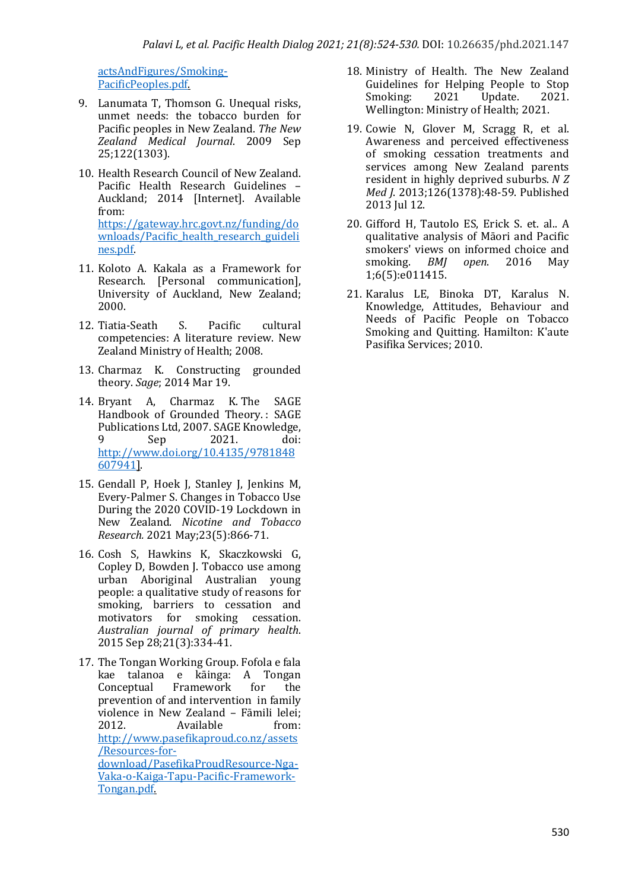actsAndFigures/Smoking-PacificPeoples.pdf.

9. Lanumata T, Thomson G. Unequal risks, unmet needs: the tobacco burden for Pacific peoples in New Zealand. *The New Zealand Medical Journal*. 2009 Sep 25;122(1303).

10. Health Research Council of New Zealand. Pacific Health Research Guidelines – Auckland; 2014 [Internet]. Available from: https://gateway.hrc.govt.nz/funding/downloads/Pacific_health_research_guidelines.pdf.

11. Koloto A. Kakala as a Framework for Research. [Personal communication], University of Auckland, New Zealand; 2000.

12. Tiatia-Seath S. Pacific cultural competencies: A literature review. New Zealand Ministry of Health; 2008.

13. Charmaz K. Constructing grounded theory. *Sage*; 2014 Mar 19.

14. Bryant A, Charmaz K. The SAGE Handbook of Grounded Theory. : SAGE Publications Ltd, 2007. SAGE Knowledge, 9 Sep 2021. doi: http://www.doi.org/10.4135/9781848607941].

15. Gendall P, Hoek J, Stanley J, Jenkins M, Every-Palmer S. Changes in Tobacco Use During the 2020 COVID-19 Lockdown in New Zealand. *Nicotine and Tobacco Research.* 2021 May;23(5):866-71.

16. Cosh S, Hawkins K, Skaczkowski G, Copley D, Bowden J. Tobacco use among urban Aboriginal Australian young people: a qualitative study of reasons for smoking, barriers to cessation and motivators for smoking cessation. *Australian journal of primary health*. 2015 Sep 28;21(3):334-41.

17. The Tongan Working Group. Fofola e fala kae talanoa e kāinga: A Tongan Conceptual Framework for the prevention of and intervention in family violence in New Zealand – Fāmili lelei; 2012. Available from: http://www.pasefikaproud.co.nz/assets/Resources-for-download/PasefikaProudResource-Nga-Vaka-o-Kaiga-Tapu-Pacific-Framework-Tongan.pdf.

18. Ministry of Health. The New Zealand Guidelines for Helping People to Stop Smoking: 2021 Update. 2021. Wellington: Ministry of Health; 2021.

19. Cowie N, Glover M, Scragg R, et al. Awareness and perceived effectiveness of smoking cessation treatments and services among New Zealand parents resident in highly deprived suburbs. *N Z Med J*. 2013;126(1378):48-59. Published 2013 Jul 12.

20. Gifford H, Tautolo ES, Erick S. et. al.. A qualitative analysis of Māori and Pacific smokers' views on informed choice and smoking. *BMJ open*. 2016 May 1;6(5):e011415.

21. Karalus LE, Binoka DT, Karalus N. Knowledge, Attitudes, Behaviour and Needs of Pacific People on Tobacco Smoking and Quitting. Hamilton: K'aute Pasifika Services; 2010.